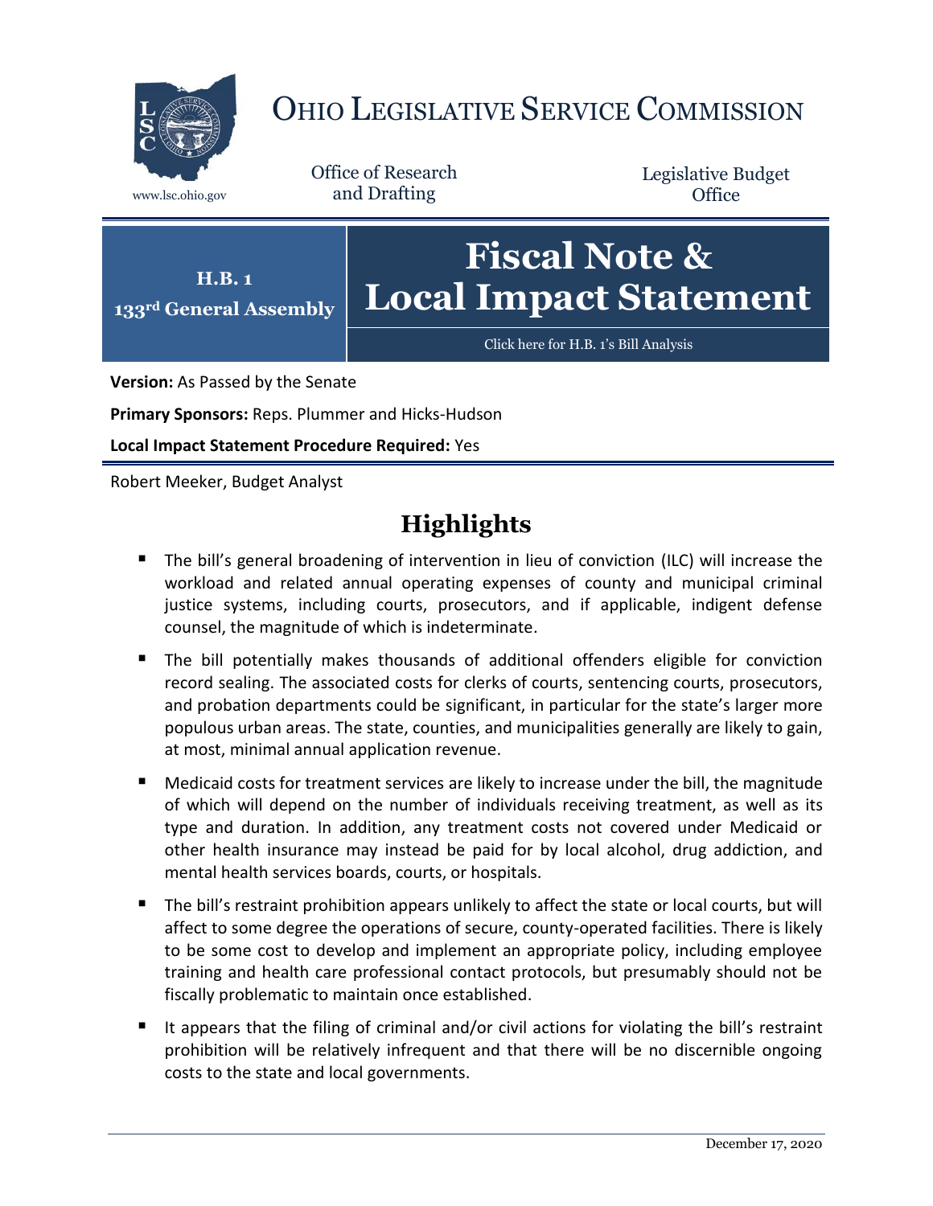# OHIO LEGISLATIVE SERVICE COMMISSION

www.lsc.ohio.gov

Office of Research and Drafting

Legislative Budget Office

**H.B. 1**
**133rd General Assembly**

# Fiscal Note & Local Impact Statement

Click here for H.B. 1's Bill Analysis

**Version:** As Passed by the Senate

**Primary Sponsors:** Reps. Plummer and Hicks-Hudson

**Local Impact Statement Procedure Required:** Yes

Robert Meeker, Budget Analyst

## Highlights

- The bill's general broadening of intervention in lieu of conviction (ILC) will increase the workload and related annual operating expenses of county and municipal criminal justice systems, including courts, prosecutors, and if applicable, indigent defense counsel, the magnitude of which is indeterminate.
- The bill potentially makes thousands of additional offenders eligible for conviction record sealing. The associated costs for clerks of courts, sentencing courts, prosecutors, and probation departments could be significant, in particular for the state's larger more populous urban areas. The state, counties, and municipalities generally are likely to gain, at most, minimal annual application revenue.
- Medicaid costs for treatment services are likely to increase under the bill, the magnitude of which will depend on the number of individuals receiving treatment, as well as its type and duration. In addition, any treatment costs not covered under Medicaid or other health insurance may instead be paid for by local alcohol, drug addiction, and mental health services boards, courts, or hospitals.
- The bill's restraint prohibition appears unlikely to affect the state or local courts, but will affect to some degree the operations of secure, county-operated facilities. There is likely to be some cost to develop and implement an appropriate policy, including employee training and health care professional contact protocols, but presumably should not be fiscally problematic to maintain once established.
- It appears that the filing of criminal and/or civil actions for violating the bill's restraint prohibition will be relatively infrequent and that there will be no discernible ongoing costs to the state and local governments.

December 17, 2020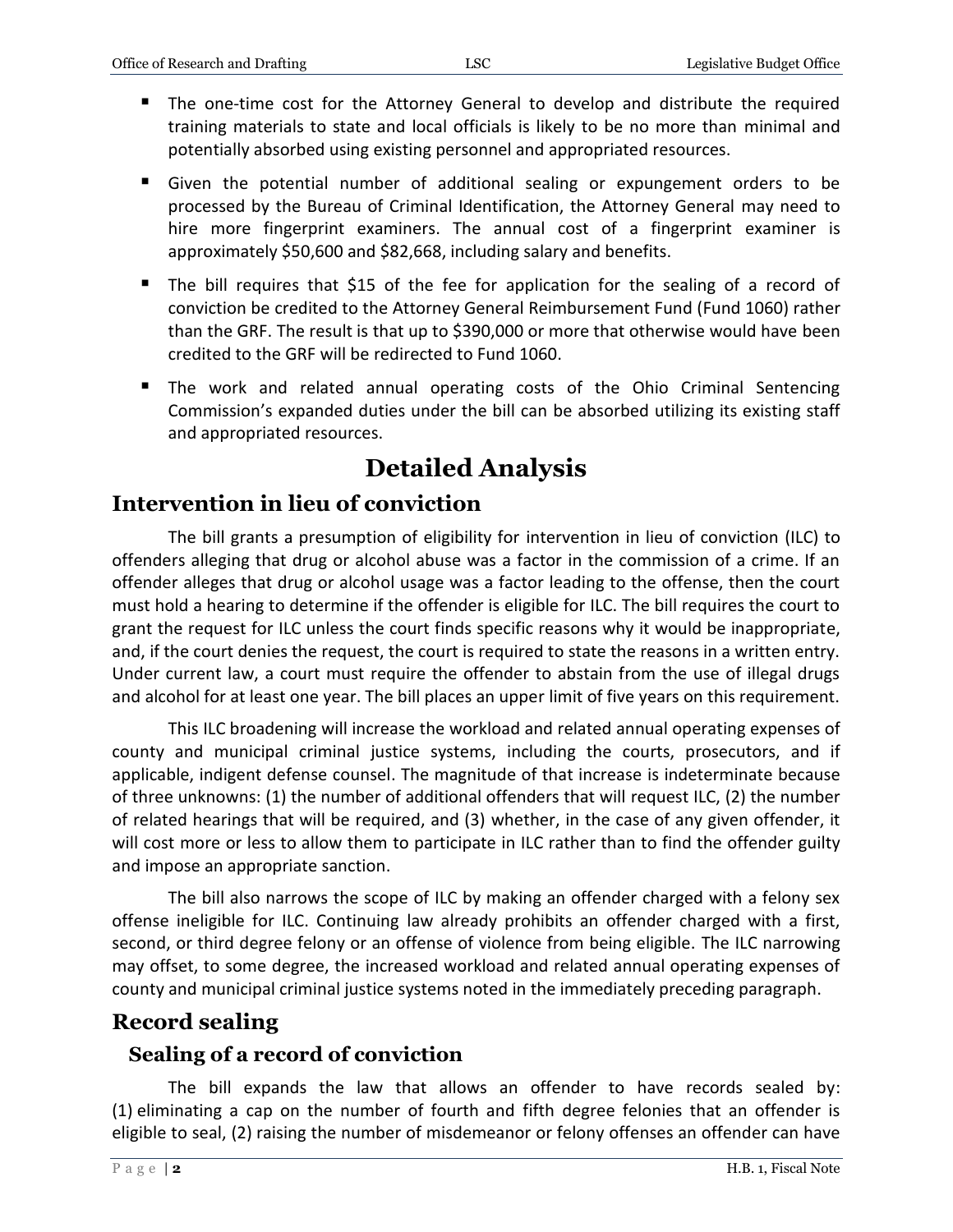- The one-time cost for the Attorney General to develop and distribute the required training materials to state and local officials is likely to be no more than minimal and potentially absorbed using existing personnel and appropriated resources.
- Given the potential number of additional sealing or expungement orders to be processed by the Bureau of Criminal Identification, the Attorney General may need to hire more fingerprint examiners. The annual cost of a fingerprint examiner is approximately $50,600 and $82,668, including salary and benefits.
- The bill requires that $15 of the fee for application for the sealing of a record of conviction be credited to the Attorney General Reimbursement Fund (Fund 1060) rather than the GRF. The result is that up to $390,000 or more that otherwise would have been credited to the GRF will be redirected to Fund 1060.
- The work and related annual operating costs of the Ohio Criminal Sentencing Commission's expanded duties under the bill can be absorbed utilizing its existing staff and appropriated resources.

# Detailed Analysis

## Intervention in lieu of conviction

The bill grants a presumption of eligibility for intervention in lieu of conviction (ILC) to offenders alleging that drug or alcohol abuse was a factor in the commission of a crime. If an offender alleges that drug or alcohol usage was a factor leading to the offense, then the court must hold a hearing to determine if the offender is eligible for ILC. The bill requires the court to grant the request for ILC unless the court finds specific reasons why it would be inappropriate, and, if the court denies the request, the court is required to state the reasons in a written entry. Under current law, a court must require the offender to abstain from the use of illegal drugs and alcohol for at least one year. The bill places an upper limit of five years on this requirement.

This ILC broadening will increase the workload and related annual operating expenses of county and municipal criminal justice systems, including the courts, prosecutors, and if applicable, indigent defense counsel. The magnitude of that increase is indeterminate because of three unknowns: (1) the number of additional offenders that will request ILC, (2) the number of related hearings that will be required, and (3) whether, in the case of any given offender, it will cost more or less to allow them to participate in ILC rather than to find the offender guilty and impose an appropriate sanction.

The bill also narrows the scope of ILC by making an offender charged with a felony sex offense ineligible for ILC. Continuing law already prohibits an offender charged with a first, second, or third degree felony or an offense of violence from being eligible. The ILC narrowing may offset, to some degree, the increased workload and related annual operating expenses of county and municipal criminal justice systems noted in the immediately preceding paragraph.

## Record sealing

### Sealing of a record of conviction

The bill expands the law that allows an offender to have records sealed by: (1) eliminating a cap on the number of fourth and fifth degree felonies that an offender is eligible to seal, (2) raising the number of misdemeanor or felony offenses an offender can have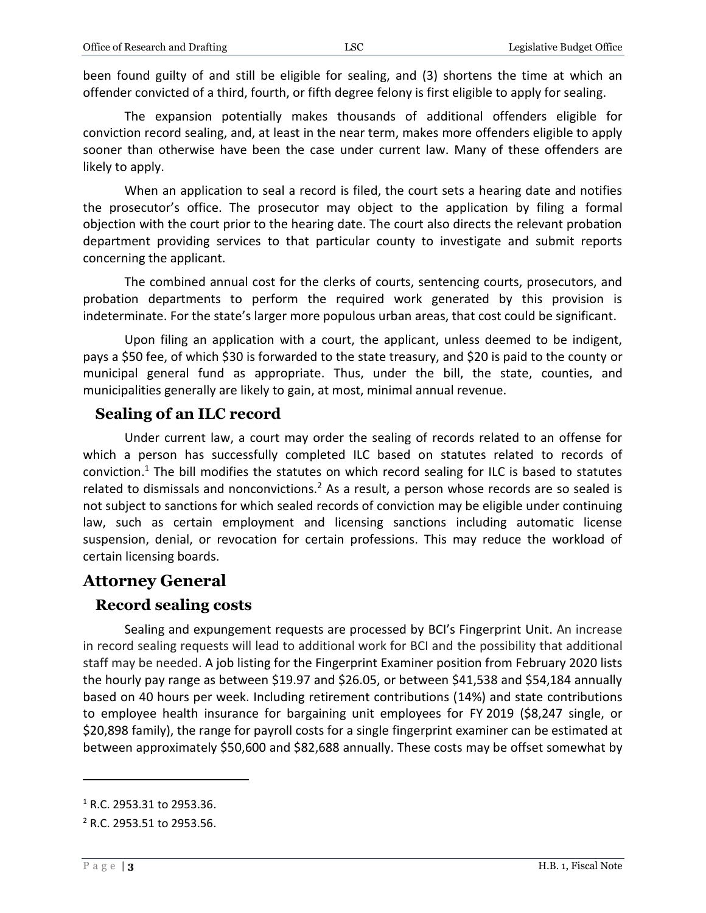been found guilty of and still be eligible for sealing, and (3) shortens the time at which an offender convicted of a third, fourth, or fifth degree felony is first eligible to apply for sealing.

The expansion potentially makes thousands of additional offenders eligible for conviction record sealing, and, at least in the near term, makes more offenders eligible to apply sooner than otherwise have been the case under current law. Many of these offenders are likely to apply.

When an application to seal a record is filed, the court sets a hearing date and notifies the prosecutor's office. The prosecutor may object to the application by filing a formal objection with the court prior to the hearing date. The court also directs the relevant probation department providing services to that particular county to investigate and submit reports concerning the applicant.

The combined annual cost for the clerks of courts, sentencing courts, prosecutors, and probation departments to perform the required work generated by this provision is indeterminate. For the state's larger more populous urban areas, that cost could be significant.

Upon filing an application with a court, the applicant, unless deemed to be indigent, pays a $50 fee, of which $30 is forwarded to the state treasury, and $20 is paid to the county or municipal general fund as appropriate. Thus, under the bill, the state, counties, and municipalities generally are likely to gain, at most, minimal annual revenue.

### Sealing of an ILC record

Under current law, a court may order the sealing of records related to an offense for which a person has successfully completed ILC based on statutes related to records of conviction.[1] The bill modifies the statutes on which record sealing for ILC is based to statutes related to dismissals and nonconvictions.[2] As a result, a person whose records are so sealed is not subject to sanctions for which sealed records of conviction may be eligible under continuing law, such as certain employment and licensing sanctions including automatic license suspension, denial, or revocation for certain professions. This may reduce the workload of certain licensing boards.

## Attorney General

### Record sealing costs

Sealing and expungement requests are processed by BCI's Fingerprint Unit. An increase in record sealing requests will lead to additional work for BCI and the possibility that additional staff may be needed. A job listing for the Fingerprint Examiner position from February 2020 lists the hourly pay range as between $19.97 and $26.05, or between $41,538 and $54,184 annually based on 40 hours per week. Including retirement contributions (14%) and state contributions to employee health insurance for bargaining unit employees for FY 2019 ($8,247 single, or $20,898 family), the range for payroll costs for a single fingerprint examiner can be estimated at between approximately $50,600 and $82,688 annually. These costs may be offset somewhat by

[1] R.C. 2953.31 to 2953.36.

[2] R.C. 2953.51 to 2953.56.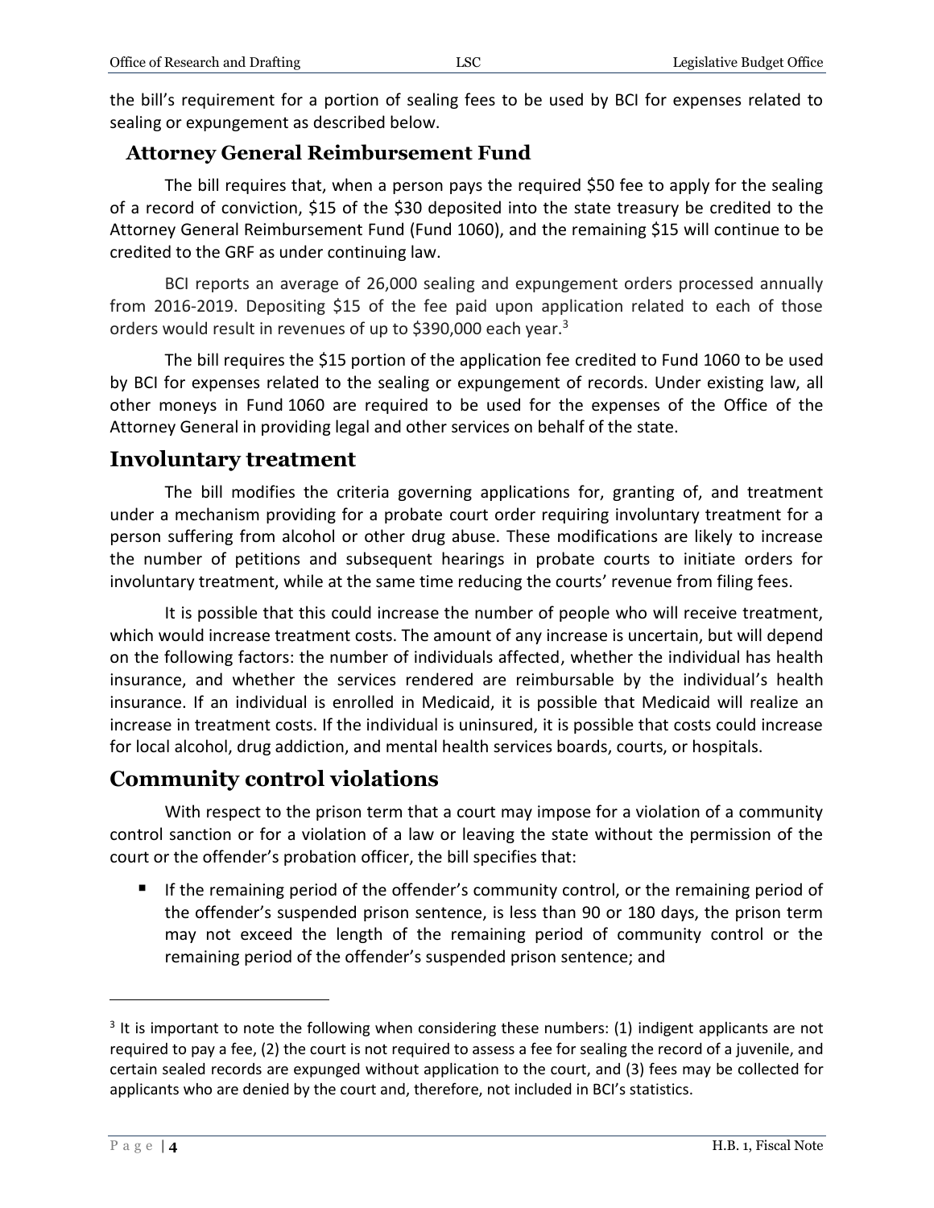the bill's requirement for a portion of sealing fees to be used by BCI for expenses related to sealing or expungement as described below.

### Attorney General Reimbursement Fund

The bill requires that, when a person pays the required $50 fee to apply for the sealing of a record of conviction, $15 of the $30 deposited into the state treasury be credited to the Attorney General Reimbursement Fund (Fund 1060), and the remaining $15 will continue to be credited to the GRF as under continuing law.

BCI reports an average of 26,000 sealing and expungement orders processed annually from 2016-2019. Depositing $15 of the fee paid upon application related to each of those orders would result in revenues of up to $390,000 each year.[3]

The bill requires the $15 portion of the application fee credited to Fund 1060 to be used by BCI for expenses related to the sealing or expungement of records. Under existing law, all other moneys in Fund 1060 are required to be used for the expenses of the Office of the Attorney General in providing legal and other services on behalf of the state.

## Involuntary treatment

The bill modifies the criteria governing applications for, granting of, and treatment under a mechanism providing for a probate court order requiring involuntary treatment for a person suffering from alcohol or other drug abuse. These modifications are likely to increase the number of petitions and subsequent hearings in probate courts to initiate orders for involuntary treatment, while at the same time reducing the courts' revenue from filing fees.

It is possible that this could increase the number of people who will receive treatment, which would increase treatment costs. The amount of any increase is uncertain, but will depend on the following factors: the number of individuals affected, whether the individual has health insurance, and whether the services rendered are reimbursable by the individual's health insurance. If an individual is enrolled in Medicaid, it is possible that Medicaid will realize an increase in treatment costs. If the individual is uninsured, it is possible that costs could increase for local alcohol, drug addiction, and mental health services boards, courts, or hospitals.

## Community control violations

With respect to the prison term that a court may impose for a violation of a community control sanction or for a violation of a law or leaving the state without the permission of the court or the offender's probation officer, the bill specifies that:

- If the remaining period of the offender's community control, or the remaining period of the offender's suspended prison sentence, is less than 90 or 180 days, the prison term may not exceed the length of the remaining period of community control or the remaining period of the offender's suspended prison sentence; and

---

[3] It is important to note the following when considering these numbers: (1) indigent applicants are not required to pay a fee, (2) the court is not required to assess a fee for sealing the record of a juvenile, and certain sealed records are expunged without application to the court, and (3) fees may be collected for applicants who are denied by the court and, therefore, not included in BCI's statistics.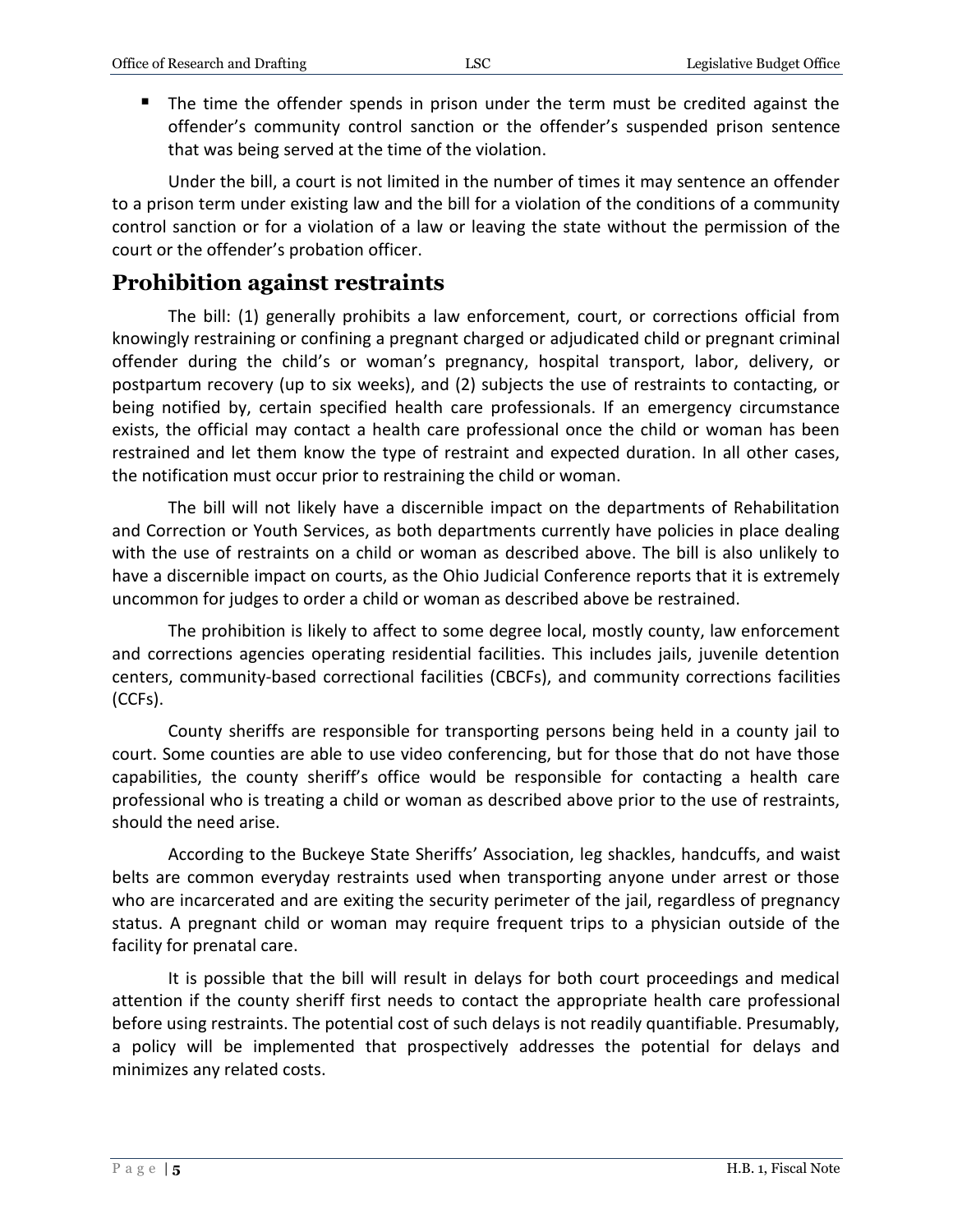- The time the offender spends in prison under the term must be credited against the offender's community control sanction or the offender's suspended prison sentence that was being served at the time of the violation.

Under the bill, a court is not limited in the number of times it may sentence an offender to a prison term under existing law and the bill for a violation of the conditions of a community control sanction or for a violation of a law or leaving the state without the permission of the court or the offender's probation officer.

## Prohibition against restraints

The bill: (1) generally prohibits a law enforcement, court, or corrections official from knowingly restraining or confining a pregnant charged or adjudicated child or pregnant criminal offender during the child's or woman's pregnancy, hospital transport, labor, delivery, or postpartum recovery (up to six weeks), and (2) subjects the use of restraints to contacting, or being notified by, certain specified health care professionals. If an emergency circumstance exists, the official may contact a health care professional once the child or woman has been restrained and let them know the type of restraint and expected duration. In all other cases, the notification must occur prior to restraining the child or woman.

The bill will not likely have a discernible impact on the departments of Rehabilitation and Correction or Youth Services, as both departments currently have policies in place dealing with the use of restraints on a child or woman as described above. The bill is also unlikely to have a discernible impact on courts, as the Ohio Judicial Conference reports that it is extremely uncommon for judges to order a child or woman as described above be restrained.

The prohibition is likely to affect to some degree local, mostly county, law enforcement and corrections agencies operating residential facilities. This includes jails, juvenile detention centers, community-based correctional facilities (CBCFs), and community corrections facilities (CCFs).

County sheriffs are responsible for transporting persons being held in a county jail to court. Some counties are able to use video conferencing, but for those that do not have those capabilities, the county sheriff's office would be responsible for contacting a health care professional who is treating a child or woman as described above prior to the use of restraints, should the need arise.

According to the Buckeye State Sheriffs' Association, leg shackles, handcuffs, and waist belts are common everyday restraints used when transporting anyone under arrest or those who are incarcerated and are exiting the security perimeter of the jail, regardless of pregnancy status. A pregnant child or woman may require frequent trips to a physician outside of the facility for prenatal care.

It is possible that the bill will result in delays for both court proceedings and medical attention if the county sheriff first needs to contact the appropriate health care professional before using restraints. The potential cost of such delays is not readily quantifiable. Presumably, a policy will be implemented that prospectively addresses the potential for delays and minimizes any related costs.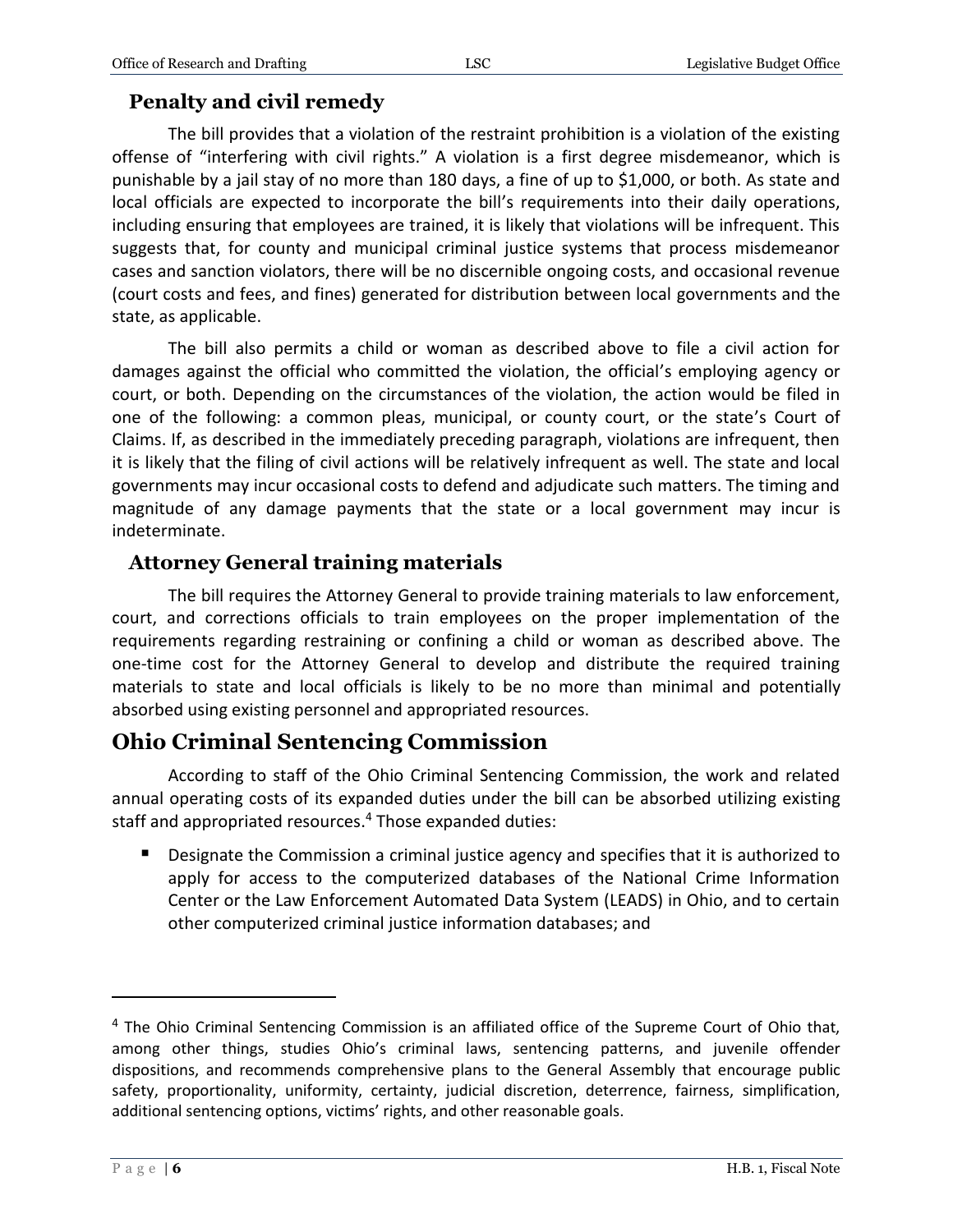### Penalty and civil remedy

The bill provides that a violation of the restraint prohibition is a violation of the existing offense of "interfering with civil rights." A violation is a first degree misdemeanor, which is punishable by a jail stay of no more than 180 days, a fine of up to $1,000, or both. As state and local officials are expected to incorporate the bill's requirements into their daily operations, including ensuring that employees are trained, it is likely that violations will be infrequent. This suggests that, for county and municipal criminal justice systems that process misdemeanor cases and sanction violators, there will be no discernible ongoing costs, and occasional revenue (court costs and fees, and fines) generated for distribution between local governments and the state, as applicable.

The bill also permits a child or woman as described above to file a civil action for damages against the official who committed the violation, the official's employing agency or court, or both. Depending on the circumstances of the violation, the action would be filed in one of the following: a common pleas, municipal, or county court, or the state's Court of Claims. If, as described in the immediately preceding paragraph, violations are infrequent, then it is likely that the filing of civil actions will be relatively infrequent as well. The state and local governments may incur occasional costs to defend and adjudicate such matters. The timing and magnitude of any damage payments that the state or a local government may incur is indeterminate.

### Attorney General training materials

The bill requires the Attorney General to provide training materials to law enforcement, court, and corrections officials to train employees on the proper implementation of the requirements regarding restraining or confining a child or woman as described above. The one-time cost for the Attorney General to develop and distribute the required training materials to state and local officials is likely to be no more than minimal and potentially absorbed using existing personnel and appropriated resources.

## Ohio Criminal Sentencing Commission

According to staff of the Ohio Criminal Sentencing Commission, the work and related annual operating costs of its expanded duties under the bill can be absorbed utilizing existing staff and appropriated resources.[4] Those expanded duties:

- Designate the Commission a criminal justice agency and specifies that it is authorized to apply for access to the computerized databases of the National Crime Information Center or the Law Enforcement Automated Data System (LEADS) in Ohio, and to certain other computerized criminal justice information databases; and

---

[4] The Ohio Criminal Sentencing Commission is an affiliated office of the Supreme Court of Ohio that, among other things, studies Ohio's criminal laws, sentencing patterns, and juvenile offender dispositions, and recommends comprehensive plans to the General Assembly that encourage public safety, proportionality, uniformity, certainty, judicial discretion, deterrence, fairness, simplification, additional sentencing options, victims' rights, and other reasonable goals.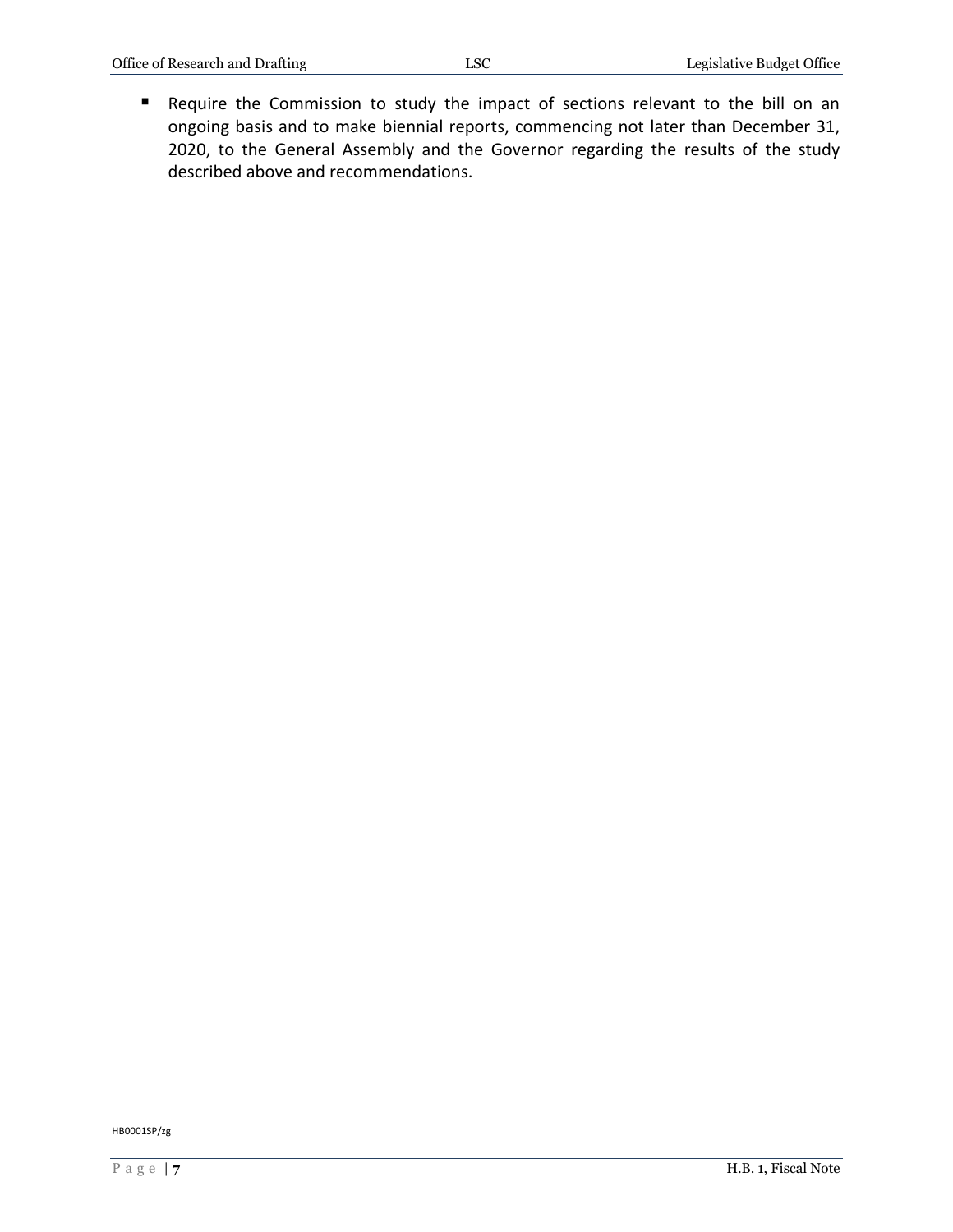- Require the Commission to study the impact of sections relevant to the bill on an ongoing basis and to make biennial reports, commencing not later than December 31, 2020, to the General Assembly and the Governor regarding the results of the study described above and recommendations.

HB0001SP/zg